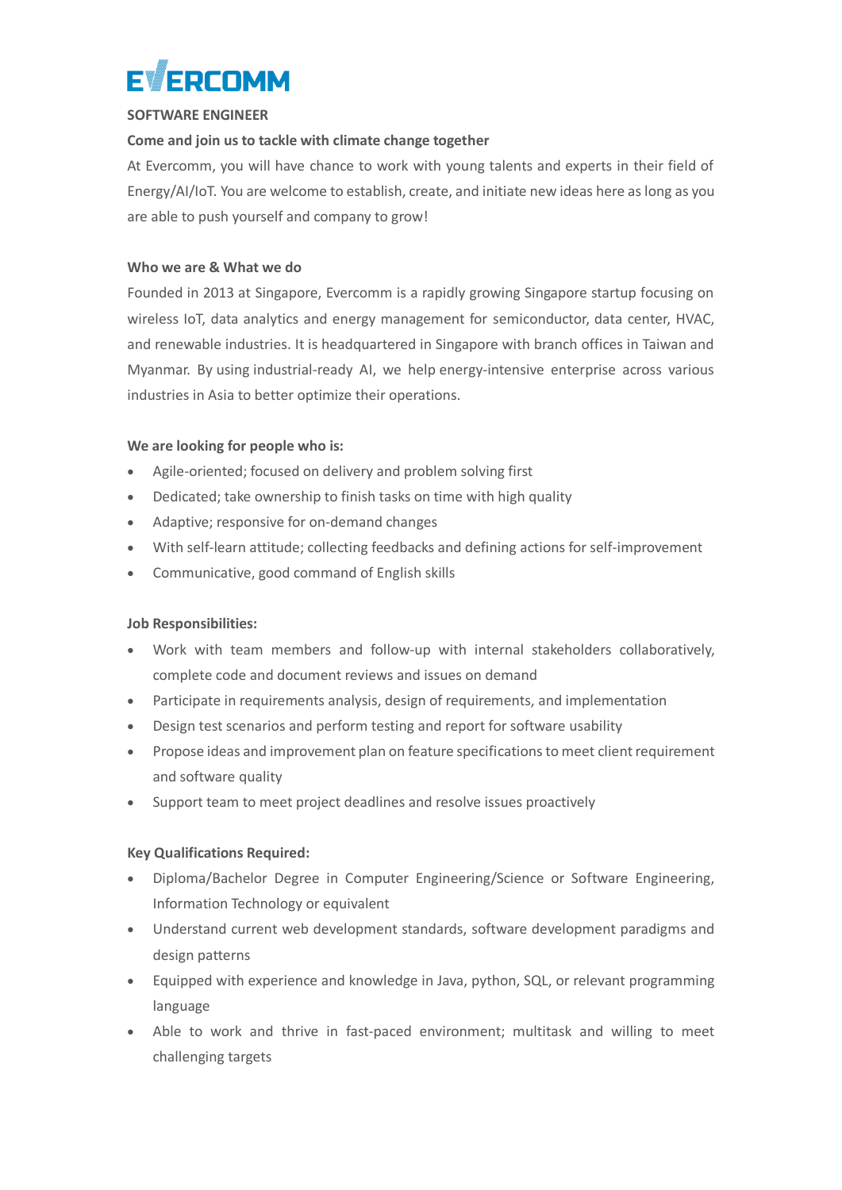EVERCOMM

**SOFTWARE ENGINEER**

**Come and join us to tackle with climate change together**

At Evercomm, you will have chance to work with young talents and experts in their field of Energy/AI/IoT. You are welcome to establish, create, and initiate new ideas here as long as you are able to push yourself and company to grow!

**Who we are & What we do**

Founded in 2013 at Singapore, Evercomm is a rapidly growing Singapore startup focusing on wireless IoT, data analytics and energy management for semiconductor, data center, HVAC, and renewable industries. It is headquartered in Singapore with branch offices in Taiwan and Myanmar. By using industrial-ready AI, we help energy-intensive enterprise across various industries in Asia to better optimize their operations.

**We are looking for people who is:**

- Agile-oriented; focused on delivery and problem solving first
- Dedicated; take ownership to finish tasks on time with high quality
- Adaptive; responsive for on-demand changes
- With self-learn attitude; collecting feedbacks and defining actions for self-improvement
- Communicative, good command of English skills

**Job Responsibilities:**

- Work with team members and follow-up with internal stakeholders collaboratively, complete code and document reviews and issues on demand
- Participate in requirements analysis, design of requirements, and implementation
- Design test scenarios and perform testing and report for software usability
- Propose ideas and improvement plan on feature specifications to meet client requirement and software quality
- Support team to meet project deadlines and resolve issues proactively

**Key Qualifications Required:**

- Diploma/Bachelor Degree in Computer Engineering/Science or Software Engineering, Information Technology or equivalent
- Understand current web development standards, software development paradigms and design patterns
- Equipped with experience and knowledge in Java, python, SQL, or relevant programming language
- Able to work and thrive in fast-paced environment; multitask and willing to meet challenging targets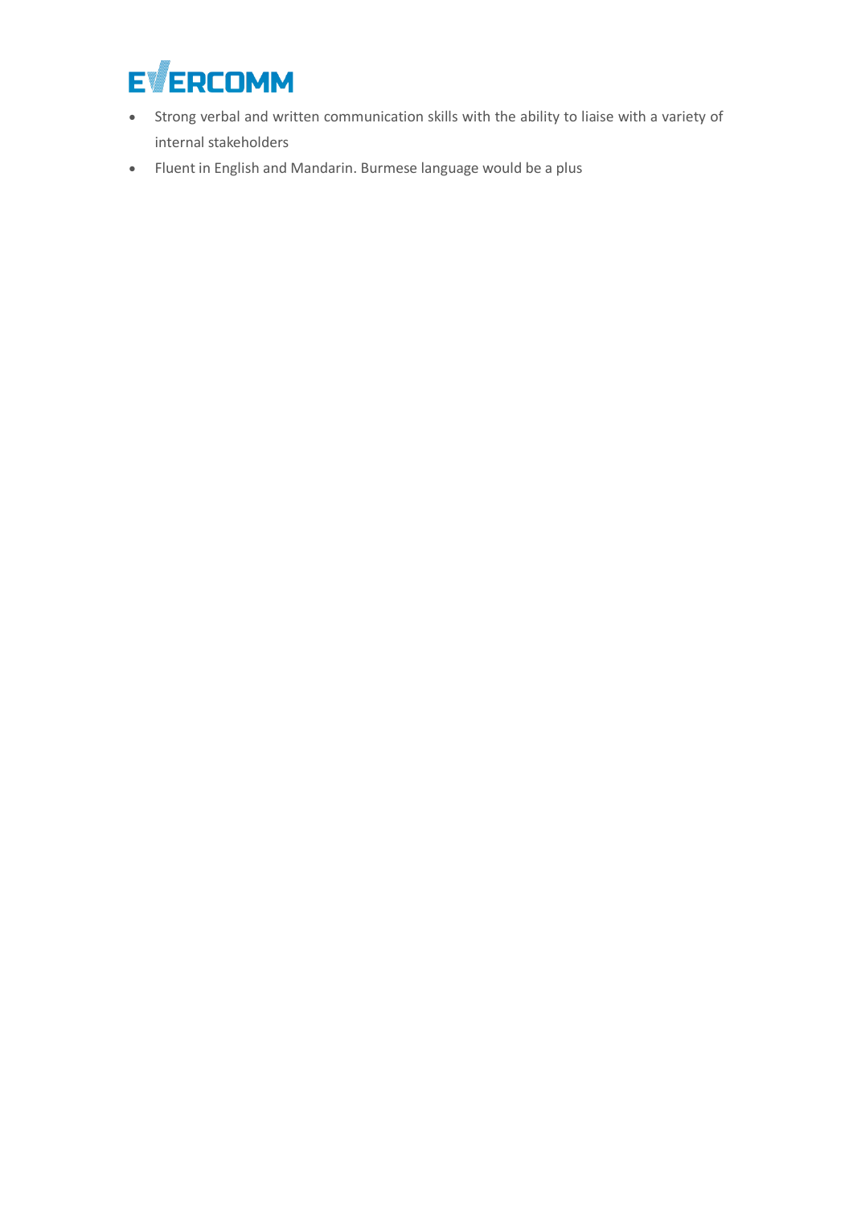- Strong verbal and written communication skills with the ability to liaise with a variety of internal stakeholders
- Fluent in English and Mandarin. Burmese language would be a plus